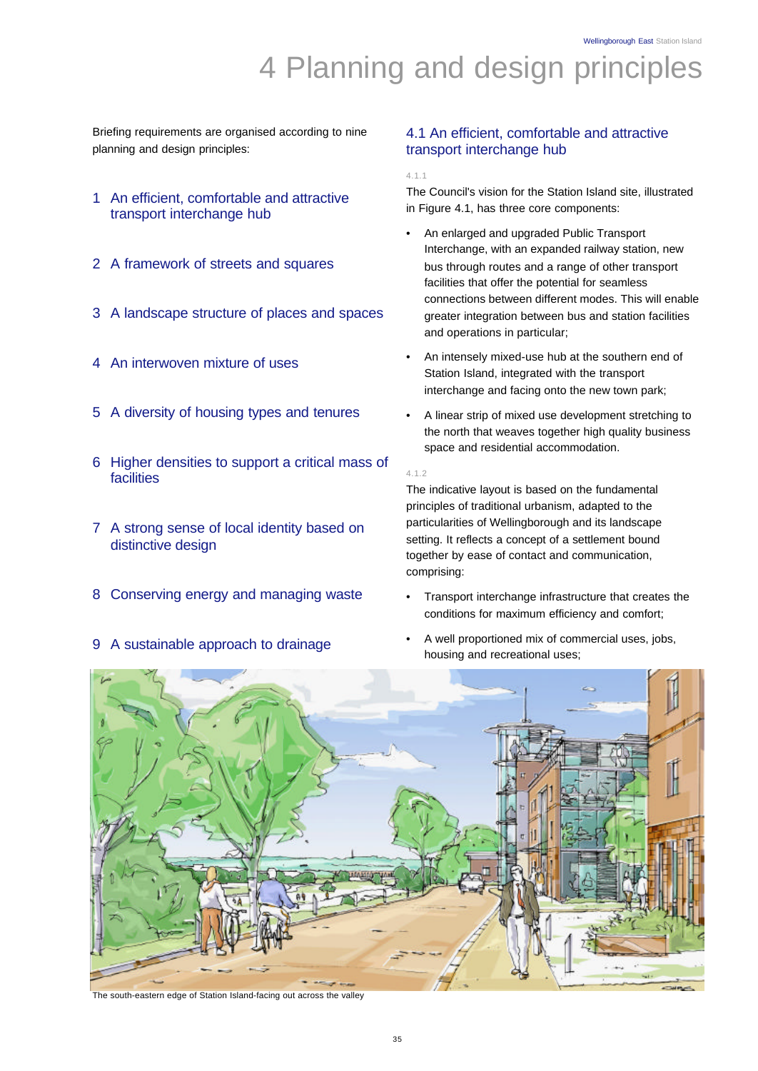# 4 Planning and design principles

Briefing requirements are organised according to nine planning and design principles:

1. An efficient, comfortable and attractive transport interchange hub
2. A framework of streets and squares
3. A landscape structure of places and spaces
4. An interwoven mixture of uses
5. A diversity of housing types and tenures
6. Higher densities to support a critical mass of facilities
7. A strong sense of local identity based on distinctive design
8. Conserving energy and managing waste
9. A sustainable approach to drainage

## 4.1 An efficient, comfortable and attractive transport interchange hub

4.1.1

The Council's vision for the Station Island site, illustrated in Figure 4.1, has three core components:

- An enlarged and upgraded Public Transport Interchange, with an expanded railway station, new bus through routes and a range of other transport facilities that offer the potential for seamless connections between different modes. This will enable greater integration between bus and station facilities and operations in particular;
- An intensely mixed-use hub at the southern end of Station Island, integrated with the transport interchange and facing onto the new town park;
- A linear strip of mixed use development stretching to the north that weaves together high quality business space and residential accommodation.

4.1.2

The indicative layout is based on the fundamental principles of traditional urbanism, adapted to the particularities of Wellingborough and its landscape setting. It reflects a concept of a settlement bound together by ease of contact and communication, comprising:

- Transport interchange infrastructure that creates the conditions for maximum efficiency and comfort;
- A well proportioned mix of commercial uses, jobs, housing and recreational uses;

The south-eastern edge of Station Island-facing out across the valley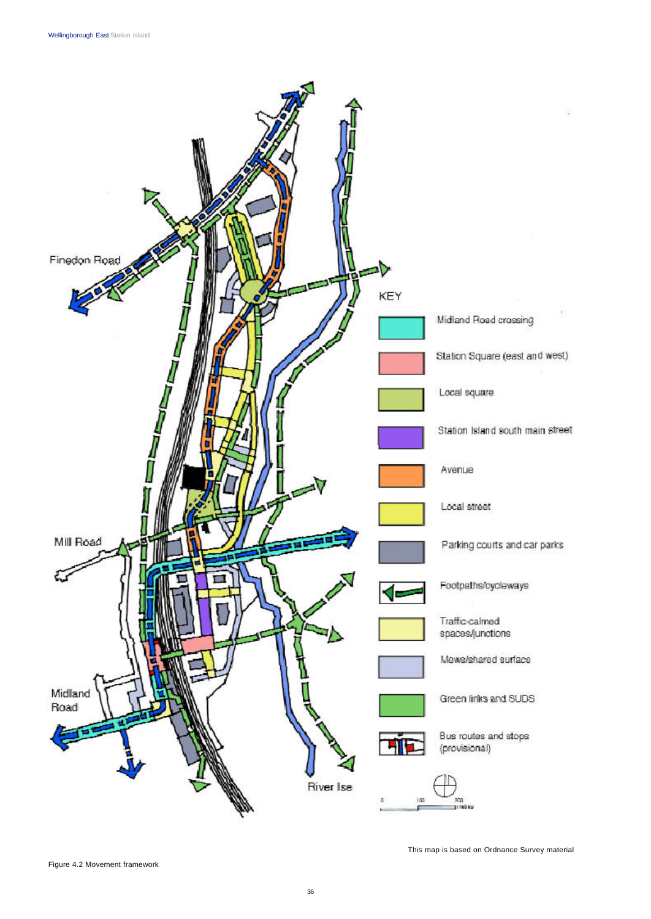Finedon Road

Mill Road

Midland Road

River Ise

KEY

Midland Road crossing

Station Square (east and west)

Local square

Station Island south main street

Avenue

Local street

Parking courts and car parks

Footpaths/cycleways

Traffic-calmed spaces/junctions

Mews/shared surface

Green links and SUDS

Bus routes and stops (provisional)

This map is based on Ordnance Survey material

Figure 4.2 Movement framework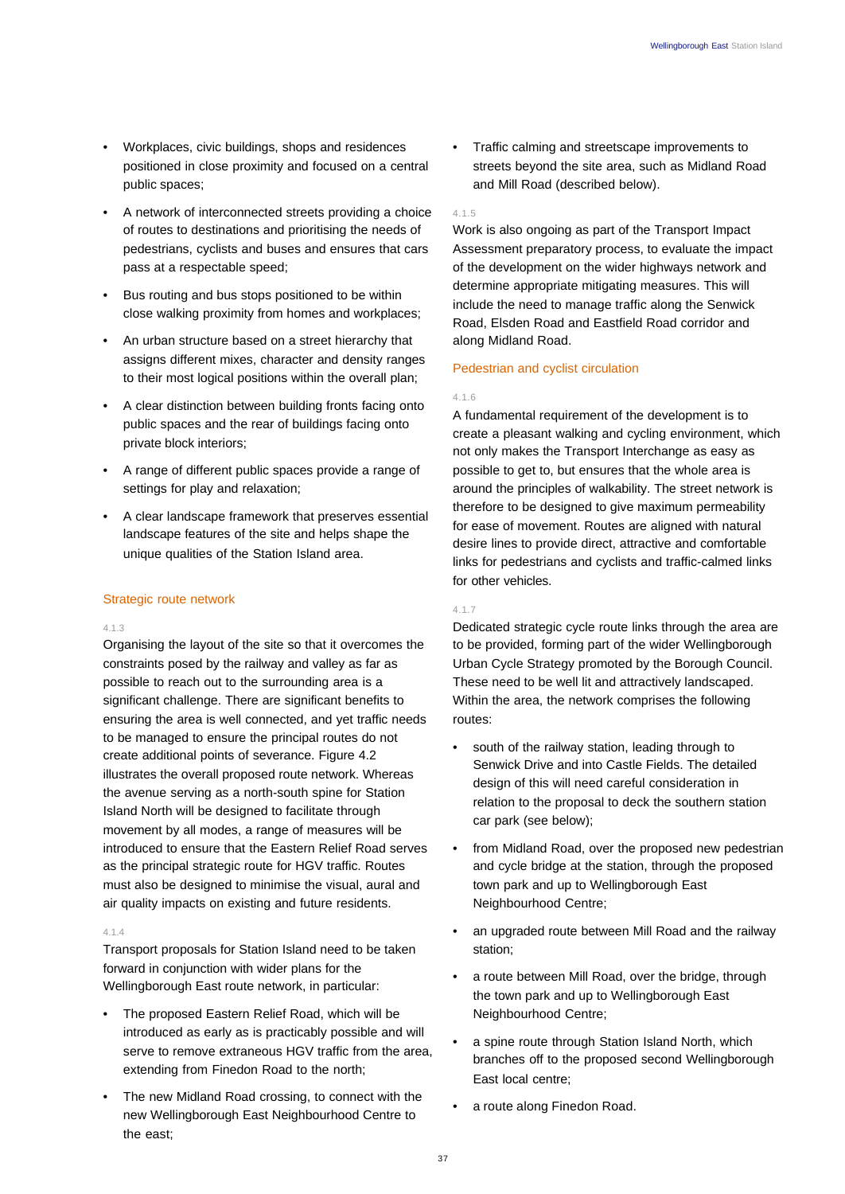- Workplaces, civic buildings, shops and residences positioned in close proximity and focused on a central public spaces;
- A network of interconnected streets providing a choice of routes to destinations and prioritising the needs of pedestrians, cyclists and buses and ensures that cars pass at a respectable speed;
- Bus routing and bus stops positioned to be within close walking proximity from homes and workplaces;
- An urban structure based on a street hierarchy that assigns different mixes, character and density ranges to their most logical positions within the overall plan;
- A clear distinction between building fronts facing onto public spaces and the rear of buildings facing onto private block interiors;
- A range of different public spaces provide a range of settings for play and relaxation;
- A clear landscape framework that preserves essential landscape features of the site and helps shape the unique qualities of the Station Island area.

### Strategic route network

4.1.3

Organising the layout of the site so that it overcomes the constraints posed by the railway and valley as far as possible to reach out to the surrounding area is a significant challenge. There are significant benefits to ensuring the area is well connected, and yet traffic needs to be managed to ensure the principal routes do not create additional points of severance. Figure 4.2 illustrates the overall proposed route network. Whereas the avenue serving as a north-south spine for Station Island North will be designed to facilitate through movement by all modes, a range of measures will be introduced to ensure that the Eastern Relief Road serves as the principal strategic route for HGV traffic. Routes must also be designed to minimise the visual, aural and air quality impacts on existing and future residents.

4.1.4

Transport proposals for Station Island need to be taken forward in conjunction with wider plans for the Wellingborough East route network, in particular:

- The proposed Eastern Relief Road, which will be introduced as early as is practicably possible and will serve to remove extraneous HGV traffic from the area, extending from Finedon Road to the north;
- The new Midland Road crossing, to connect with the new Wellingborough East Neighbourhood Centre to the east;
- Traffic calming and streetscape improvements to streets beyond the site area, such as Midland Road and Mill Road (described below).

4.1.5

Work is also ongoing as part of the Transport Impact Assessment preparatory process, to evaluate the impact of the development on the wider highways network and determine appropriate mitigating measures. This will include the need to manage traffic along the Senwick Road, Elsden Road and Eastfield Road corridor and along Midland Road.

### Pedestrian and cyclist circulation

4.1.6

A fundamental requirement of the development is to create a pleasant walking and cycling environment, which not only makes the Transport Interchange as easy as possible to get to, but ensures that the whole area is around the principles of walkability. The street network is therefore to be designed to give maximum permeability for ease of movement. Routes are aligned with natural desire lines to provide direct, attractive and comfortable links for pedestrians and cyclists and traffic-calmed links for other vehicles.

4.1.7

Dedicated strategic cycle route links through the area are to be provided, forming part of the wider Wellingborough Urban Cycle Strategy promoted by the Borough Council. These need to be well lit and attractively landscaped. Within the area, the network comprises the following routes:

- south of the railway station, leading through to Senwick Drive and into Castle Fields. The detailed design of this will need careful consideration in relation to the proposal to deck the southern station car park (see below);
- from Midland Road, over the proposed new pedestrian and cycle bridge at the station, through the proposed town park and up to Wellingborough East Neighbourhood Centre;
- an upgraded route between Mill Road and the railway station;
- a route between Mill Road, over the bridge, through the town park and up to Wellingborough East Neighbourhood Centre;
- a spine route through Station Island North, which branches off to the proposed second Wellingborough East local centre;
- a route along Finedon Road.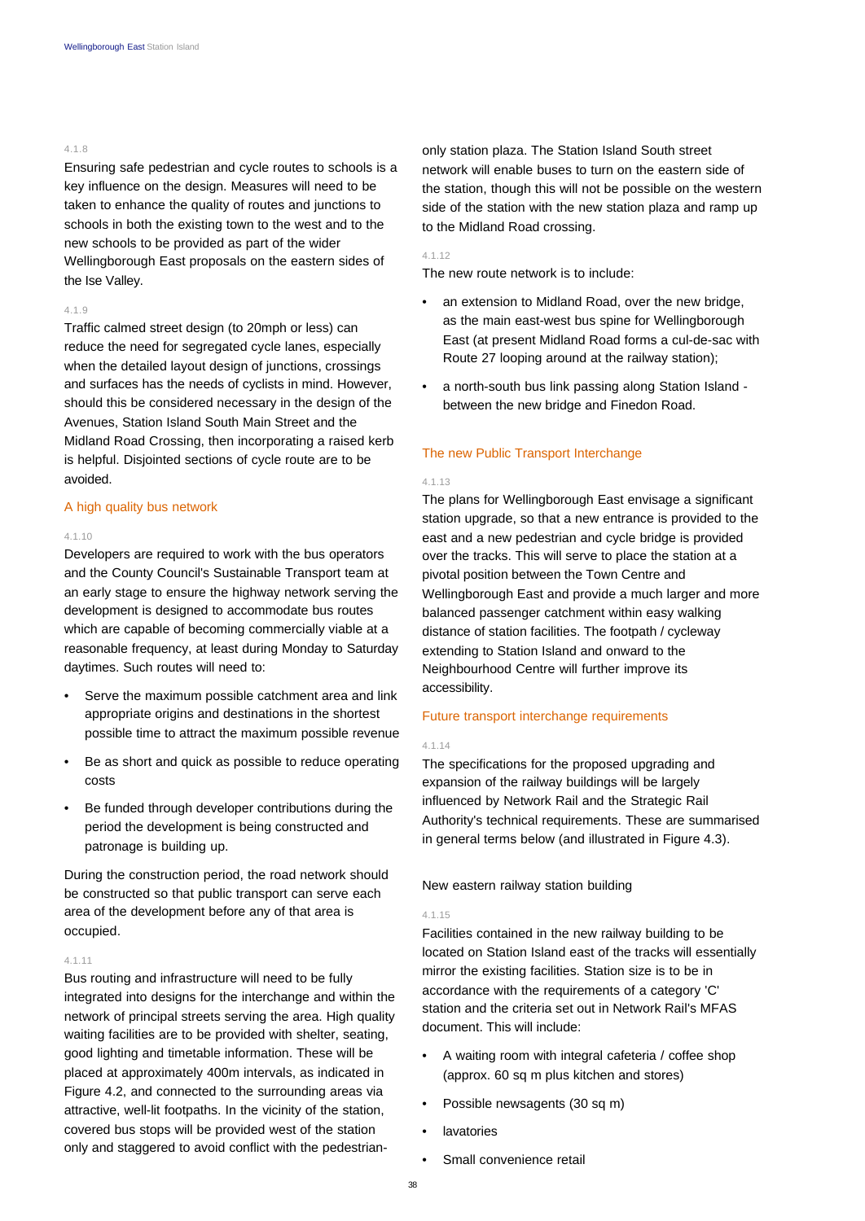4.1.8

Ensuring safe pedestrian and cycle routes to schools is a key influence on the design. Measures will need to be taken to enhance the quality of routes and junctions to schools in both the existing town to the west and to the new schools to be provided as part of the wider Wellingborough East proposals on the eastern sides of the Ise Valley.

4.1.9

Traffic calmed street design (to 20mph or less) can reduce the need for segregated cycle lanes, especially when the detailed layout design of junctions, crossings and surfaces has the needs of cyclists in mind. However, should this be considered necessary in the design of the Avenues, Station Island South Main Street and the Midland Road Crossing, then incorporating a raised kerb is helpful. Disjointed sections of cycle route are to be avoided.

### A high quality bus network

4.1.10

Developers are required to work with the bus operators and the County Council's Sustainable Transport team at an early stage to ensure the highway network serving the development is designed to accommodate bus routes which are capable of becoming commercially viable at a reasonable frequency, at least during Monday to Saturday daytimes. Such routes will need to:

- Serve the maximum possible catchment area and link appropriate origins and destinations in the shortest possible time to attract the maximum possible revenue
- Be as short and quick as possible to reduce operating costs
- Be funded through developer contributions during the period the development is being constructed and patronage is building up.

During the construction period, the road network should be constructed so that public transport can serve each area of the development before any of that area is occupied.

4.1.11

Bus routing and infrastructure will need to be fully integrated into designs for the interchange and within the network of principal streets serving the area. High quality waiting facilities are to be provided with shelter, seating, good lighting and timetable information. These will be placed at approximately 400m intervals, as indicated in Figure 4.2, and connected to the surrounding areas via attractive, well-lit footpaths. In the vicinity of the station, covered bus stops will be provided west of the station only and staggered to avoid conflict with the pedestrian-only station plaza. The Station Island South street network will enable buses to turn on the eastern side of the station, though this will not be possible on the western side of the station with the new station plaza and ramp up to the Midland Road crossing.

4.1.12

The new route network is to include:

- an extension to Midland Road, over the new bridge, as the main east-west bus spine for Wellingborough East (at present Midland Road forms a cul-de-sac with Route 27 looping around at the railway station);
- a north-south bus link passing along Station Island - between the new bridge and Finedon Road.

### The new Public Transport Interchange

4.1.13

The plans for Wellingborough East envisage a significant station upgrade, so that a new entrance is provided to the east and a new pedestrian and cycle bridge is provided over the tracks. This will serve to place the station at a pivotal position between the Town Centre and Wellingborough East and provide a much larger and more balanced passenger catchment within easy walking distance of station facilities. The footpath / cycleway extending to Station Island and onward to the Neighbourhood Centre will further improve its accessibility.

### Future transport interchange requirements

4.1.14

The specifications for the proposed upgrading and expansion of the railway buildings will be largely influenced by Network Rail and the Strategic Rail Authority's technical requirements. These are summarised in general terms below (and illustrated in Figure 4.3).

#### New eastern railway station building

4.1.15

Facilities contained in the new railway building to be located on Station Island east of the tracks will essentially mirror the existing facilities. Station size is to be in accordance with the requirements of a category 'C' station and the criteria set out in Network Rail's MFAS document. This will include:

- A waiting room with integral cafeteria / coffee shop (approx. 60 sq m plus kitchen and stores)
- Possible newsagents (30 sq m)
- lavatories
- Small convenience retail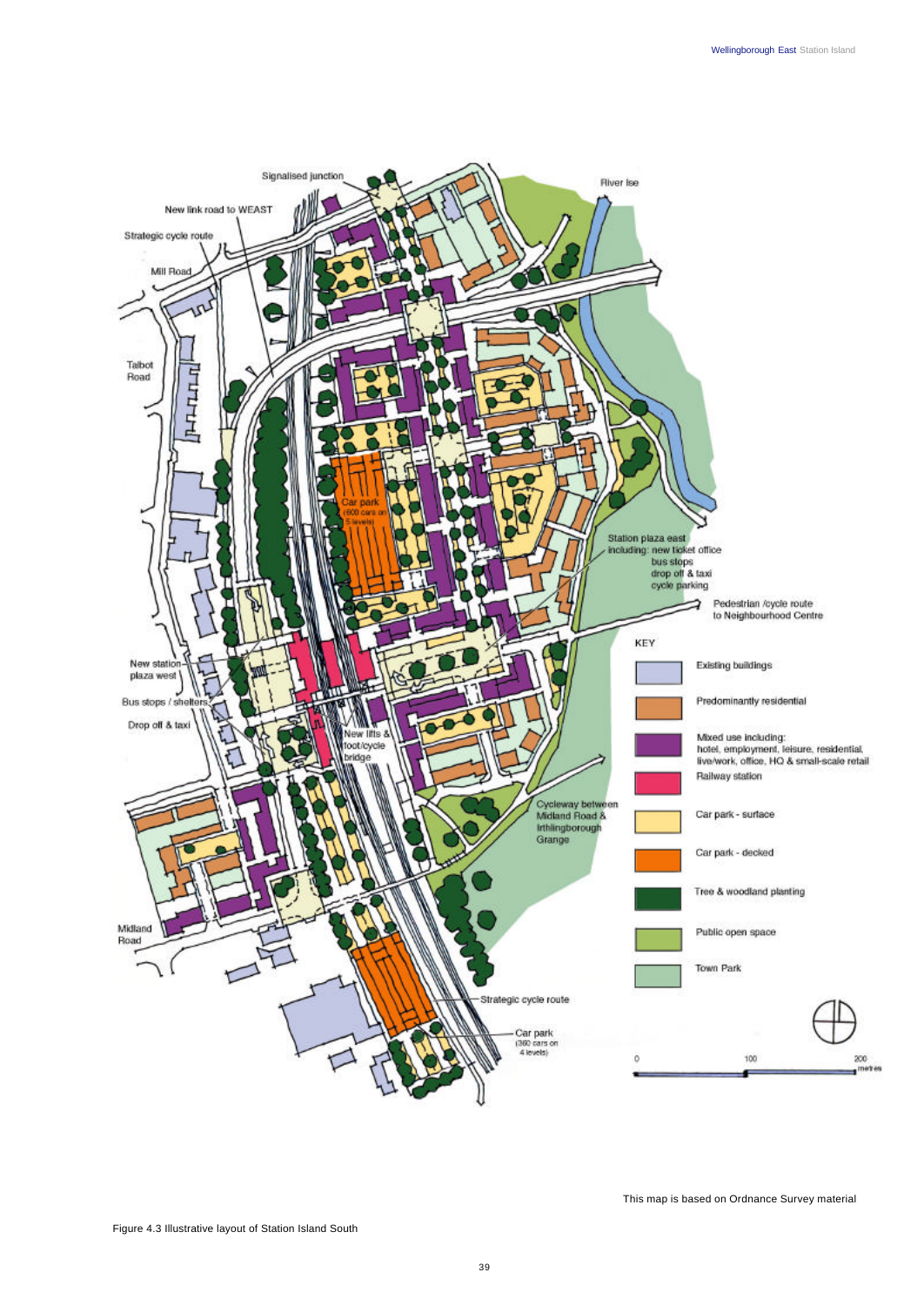Signalised junction

New link road to WEAST

Strategic cycle route

Mill Road

Talbot Road

River Ise

Car park (600 cars on 5 levels)

Station plaza east including: new ticket office bus stops drop off & taxi cycle parking

Pedestrian /cycle route to Neighbourhood Centre

New station plaza west

Bus stops / shelters

Drop off & taxi

New lifts & foot/cycle bridge

Cycleway between Midland Road & Irthlingborough Grange

Midland Road

Strategic cycle route

Car park (360 cars on 4 levels)

KEY

Existing buildings

Predominantly residential

Mixed use including: hotel, employment, leisure, residential, live/work, office, HQ & small-scale retail

Railway station

Car park - surface

Car park - decked

Tree & woodland planting

Public open space

Town Park

0 100 200 metres

This map is based on Ordnance Survey material

Figure 4.3 Illustrative layout of Station Island South